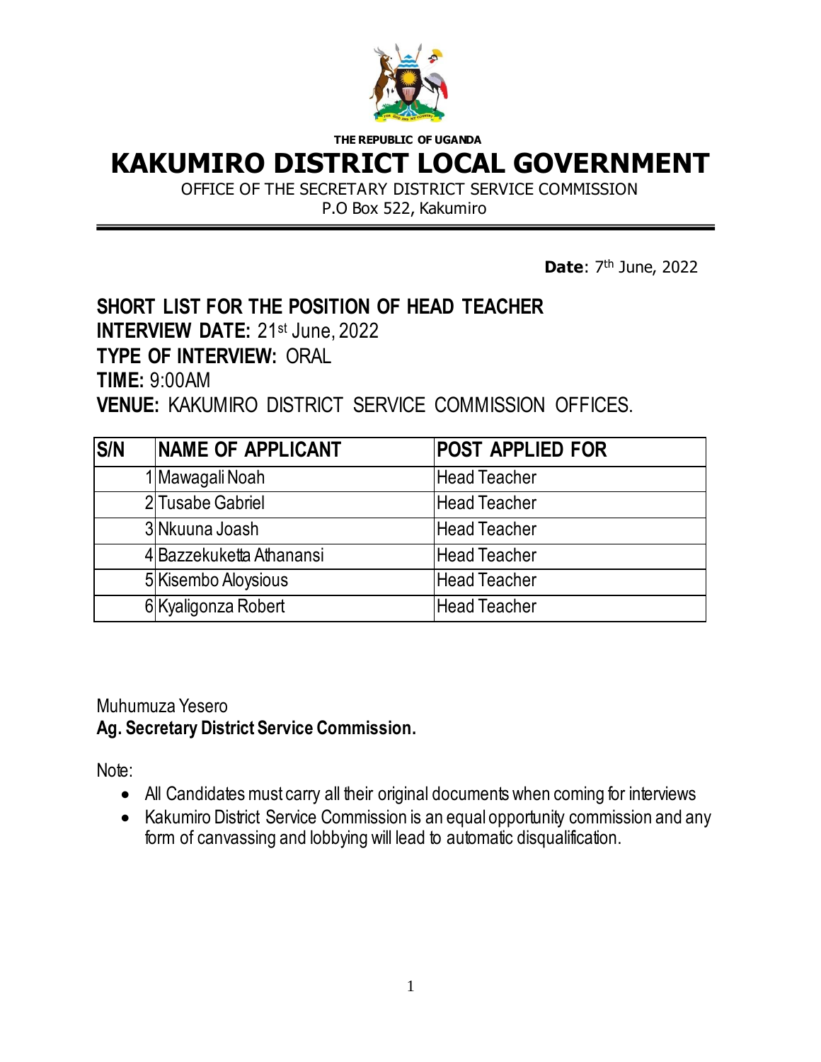THE REPUBLIC OF UGANDA

# KAKUMIRO DISTRICT LOCAL GOVERNMENT

OFFICE OF THE SECRETARY DISTRICT SERVICE COMMISSION
P.O Box 522, Kakumiro

**Date**: 7th June, 2022

## SHORT LIST FOR THE POSITION OF HEAD TEACHER

**INTERVIEW DATE:** 21st June, 2022
**TYPE OF INTERVIEW:** ORAL
**TIME:** 9:00AM
**VENUE:** KAKUMIRO DISTRICT SERVICE COMMISSION OFFICES.

| S/N | NAME OF APPLICANT | POST APPLIED FOR |
|---|---|---|
| 1 | Mawagali Noah | Head Teacher |
| 2 | Tusabe Gabriel | Head Teacher |
| 3 | Nkuuna Joash | Head Teacher |
| 4 | Bazzekuketta Athanansi | Head Teacher |
| 5 | Kisembo Aloysious | Head Teacher |
| 6 | Kyaligonza Robert | Head Teacher |

Muhumuza Yesero
**Ag. Secretary District Service Commission.**

Note:

- All Candidates must carry all their original documents when coming for interviews
- Kakumiro District Service Commission is an equal opportunity commission and any form of canvassing and lobbying will lead to automatic disqualification.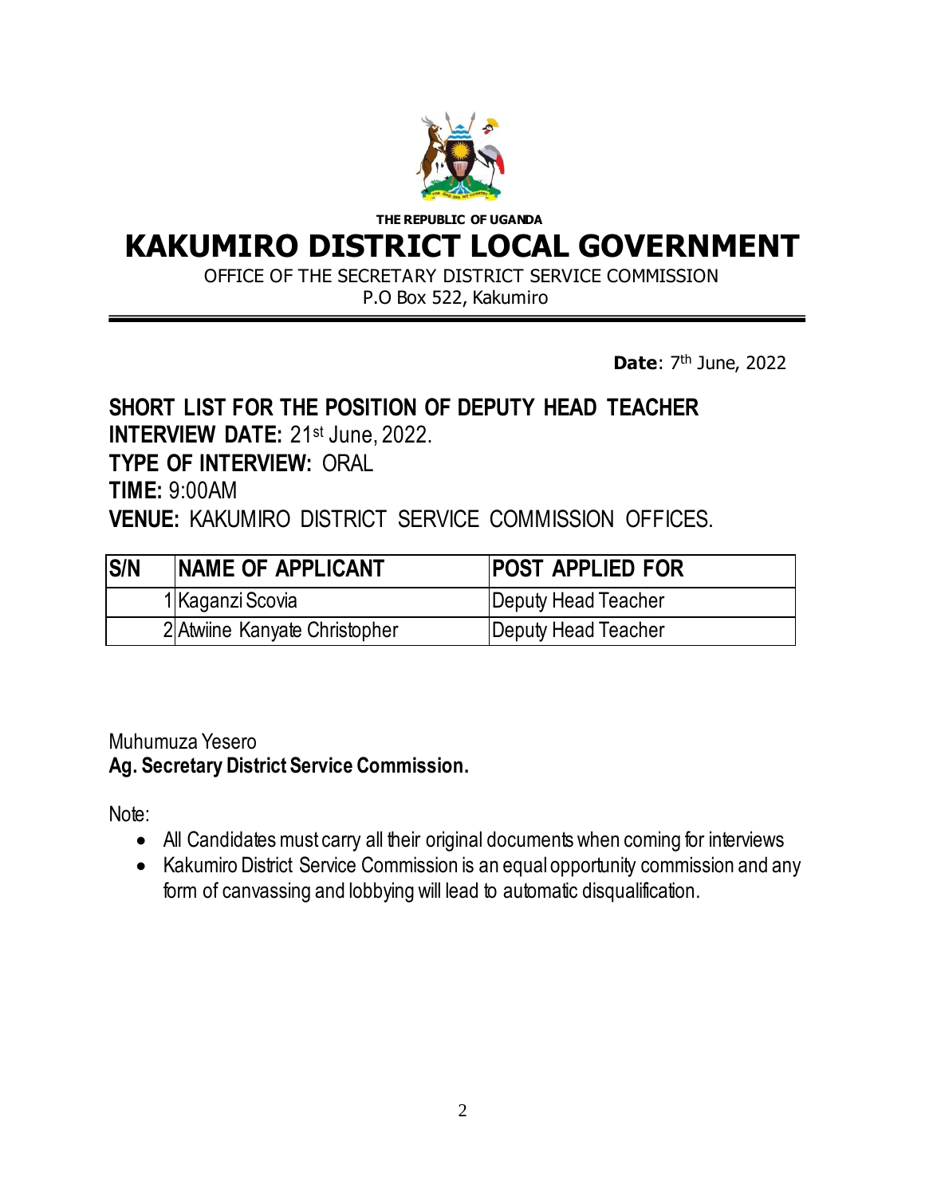**THE REPUBLIC OF UGANDA**

# KAKUMIRO DISTRICT LOCAL GOVERNMENT

OFFICE OF THE SECRETARY DISTRICT SERVICE COMMISSION
P.O Box 522, Kakumiro

**Date**: 7th June, 2022

## SHORT LIST FOR THE POSITION OF DEPUTY HEAD TEACHER

**INTERVIEW DATE:** 21st June, 2022.
**TYPE OF INTERVIEW:** ORAL
**TIME:** 9:00AM
**VENUE:** KAKUMIRO DISTRICT SERVICE COMMISSION OFFICES.

| S/N | NAME OF APPLICANT | POST APPLIED FOR |
|---|---|---|
| 1 | Kaganzi Scovia | Deputy Head Teacher |
| 2 | Atwiine Kanyate Christopher | Deputy Head Teacher |

Muhumuza Yesero
**Ag. Secretary District Service Commission.**

Note:

- All Candidates must carry all their original documents when coming for interviews
- Kakumiro District Service Commission is an equal opportunity commission and any form of canvassing and lobbying will lead to automatic disqualification.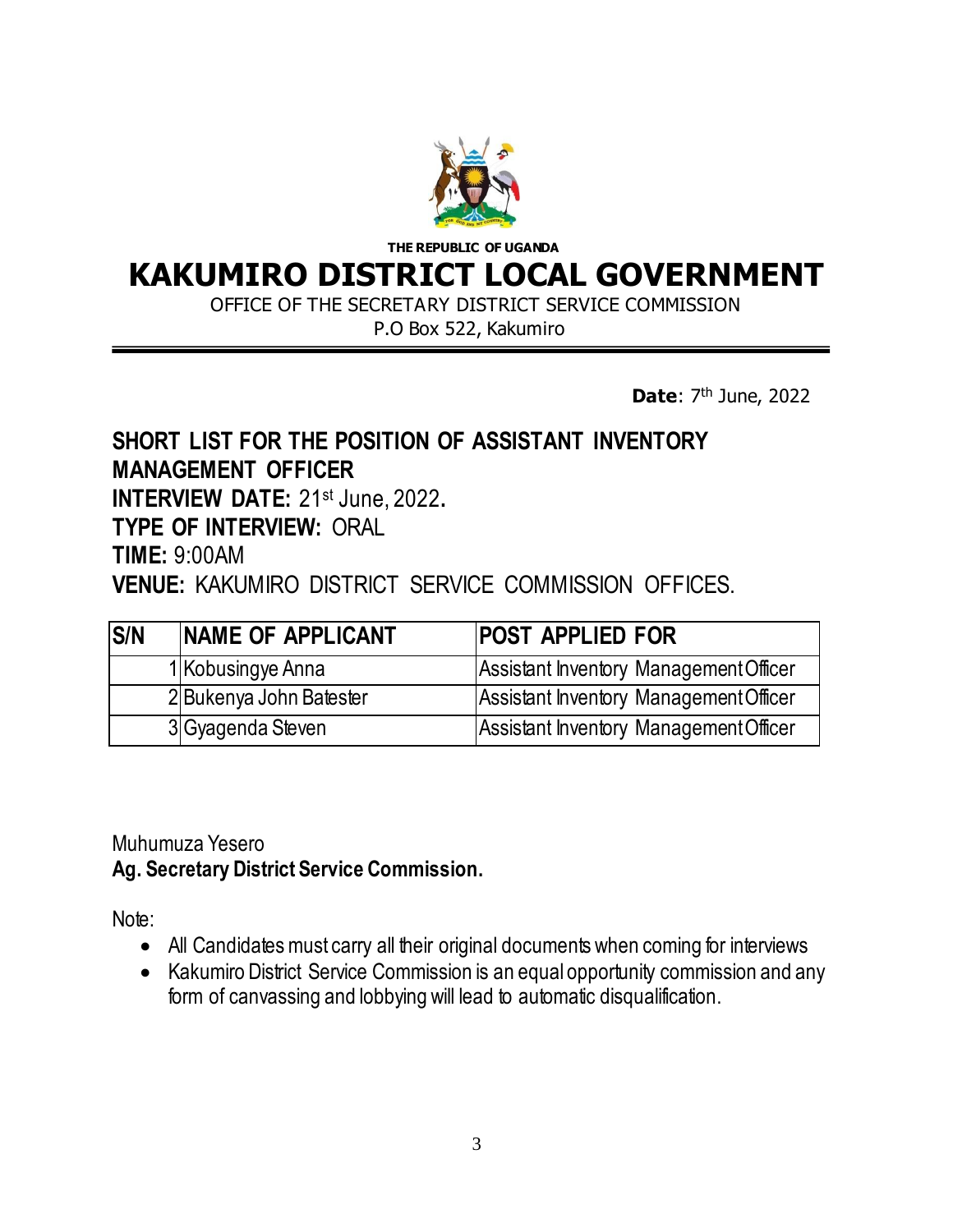THE REPUBLIC OF UGANDA

# KAKUMIRO DISTRICT LOCAL GOVERNMENT

OFFICE OF THE SECRETARY DISTRICT SERVICE COMMISSION

P.O Box 522, Kakumiro

**Date**: 7th June, 2022

**SHORT LIST FOR THE POSITION OF ASSISTANT INVENTORY MANAGEMENT OFFICER**

**INTERVIEW DATE:** 21st June, 2022.

**TYPE OF INTERVIEW:** ORAL

**TIME:** 9:00AM

**VENUE:** KAKUMIRO DISTRICT SERVICE COMMISSION OFFICES.

| S/N | NAME OF APPLICANT | POST APPLIED FOR |
|---|---|---|
| 1 | Kobusingye Anna | Assistant Inventory Management Officer |
| 2 | Bukenya John Batester | Assistant Inventory Management Officer |
| 3 | Gyagenda Steven | Assistant Inventory Management Officer |

Muhumuza Yesero

**Ag. Secretary District Service Commission.**

Note:

- All Candidates must carry all their original documents when coming for interviews
- Kakumiro District Service Commission is an equal opportunity commission and any form of canvassing and lobbying will lead to automatic disqualification.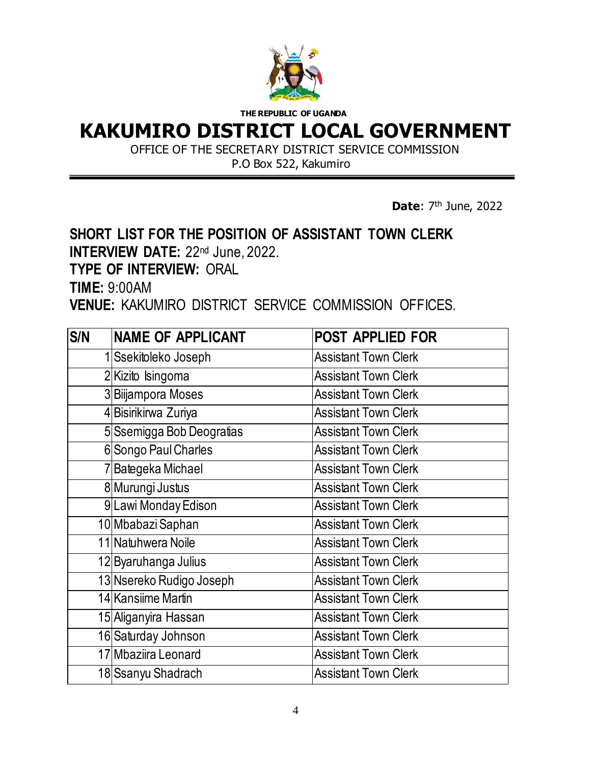THE REPUBLIC OF UGANDA

# KAKUMIRO DISTRICT LOCAL GOVERNMENT

OFFICE OF THE SECRETARY DISTRICT SERVICE COMMISSION
P.O Box 522, Kakumiro

**Date**: 7th June, 2022

**SHORT LIST FOR THE POSITION OF ASSISTANT TOWN CLERK**
**INTERVIEW DATE:** 22nd June, 2022.
**TYPE OF INTERVIEW:** ORAL
**TIME:** 9:00AM
**VENUE:** KAKUMIRO DISTRICT SERVICE COMMISSION OFFICES.

| S/N | NAME OF APPLICANT | POST APPLIED FOR |
|---|---|---|
| 1 | Ssekitoleko Joseph | Assistant Town Clerk |
| 2 | Kizito Isingoma | Assistant Town Clerk |
| 3 | Biijampora Moses | Assistant Town Clerk |
| 4 | Bisirikirwa Zuriya | Assistant Town Clerk |
| 5 | Ssemigga Bob Deogratias | Assistant Town Clerk |
| 6 | Songo Paul Charles | Assistant Town Clerk |
| 7 | Bategeka Michael | Assistant Town Clerk |
| 8 | Murungi Justus | Assistant Town Clerk |
| 9 | Lawi Monday Edison | Assistant Town Clerk |
| 10 | Mbabazi Saphan | Assistant Town Clerk |
| 11 | Natuhwera Noile | Assistant Town Clerk |
| 12 | Byaruhanga Julius | Assistant Town Clerk |
| 13 | Nsereko Rudigo Joseph | Assistant Town Clerk |
| 14 | Kansiime Martin | Assistant Town Clerk |
| 15 | Aliganyira Hassan | Assistant Town Clerk |
| 16 | Saturday Johnson | Assistant Town Clerk |
| 17 | Mbaziira Leonard | Assistant Town Clerk |
| 18 | Ssanyu Shadrach | Assistant Town Clerk |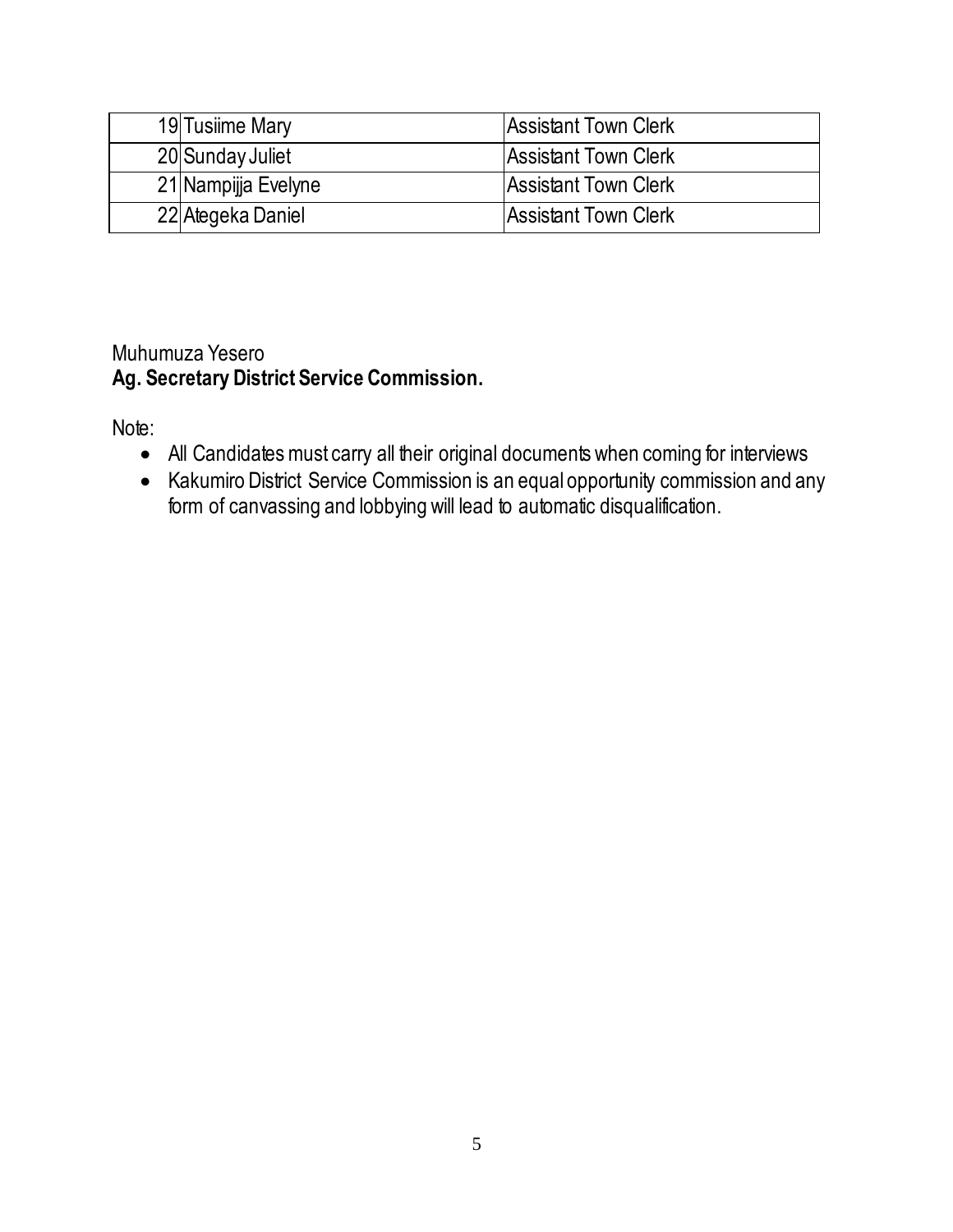| | | |
|---|---|---|
| 19 | Tusiime Mary | Assistant Town Clerk |
| 20 | Sunday Juliet | Assistant Town Clerk |
| 21 | Nampijja Evelyne | Assistant Town Clerk |
| 22 | Ategeka Daniel | Assistant Town Clerk |

Muhumuza Yesero
**Ag. Secretary District Service Commission.**

Note:

- All Candidates must carry all their original documents when coming for interviews
- Kakumiro District Service Commission is an equal opportunity commission and any form of canvassing and lobbying will lead to automatic disqualification.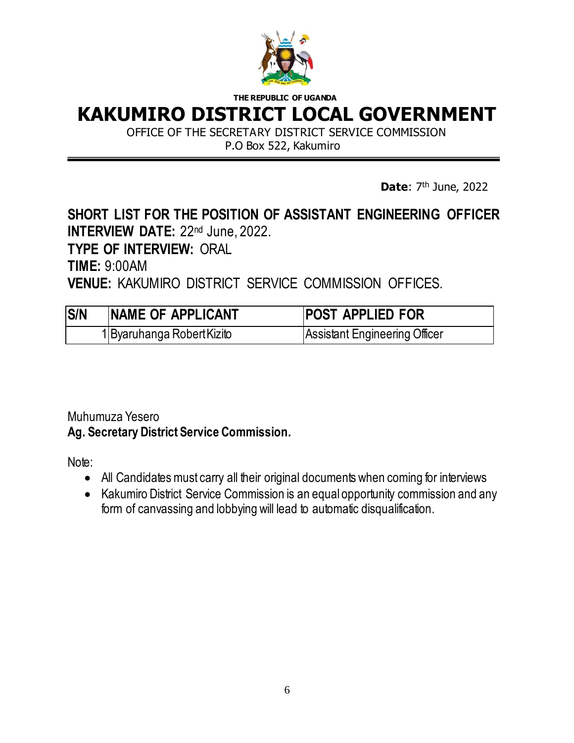THE REPUBLIC OF UGANDA

# KAKUMIRO DISTRICT LOCAL GOVERNMENT

OFFICE OF THE SECRETARY DISTRICT SERVICE COMMISSION
P.O Box 522, Kakumiro

**Date**: 7th June, 2022

**SHORT LIST FOR THE POSITION OF ASSISTANT ENGINEERING OFFICER**
**INTERVIEW DATE:** 22nd June, 2022.
**TYPE OF INTERVIEW:** ORAL
**TIME:** 9:00AM
**VENUE:** KAKUMIRO DISTRICT SERVICE COMMISSION OFFICES.

| S/N | NAME OF APPLICANT | POST APPLIED FOR |
|---|---|---|
| 1 | Byaruhanga Robert Kizito | Assistant Engineering Officer |

Muhumuza Yesero
**Ag. Secretary District Service Commission.**

Note:

- All Candidates must carry all their original documents when coming for interviews
- Kakumiro District Service Commission is an equal opportunity commission and any form of canvassing and lobbying will lead to automatic disqualification.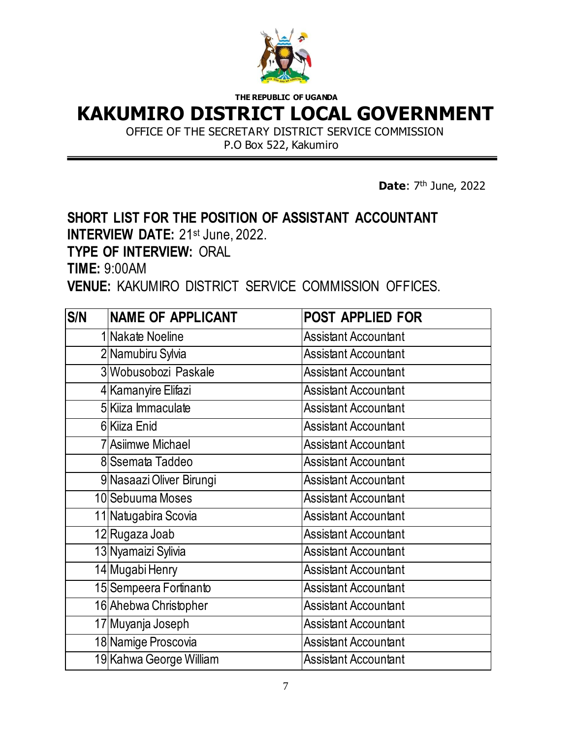THE REPUBLIC OF UGANDA

# KAKUMIRO DISTRICT LOCAL GOVERNMENT

OFFICE OF THE SECRETARY DISTRICT SERVICE COMMISSION
P.O Box 522, Kakumiro

**Date**: 7th June, 2022

**SHORT LIST FOR THE POSITION OF ASSISTANT ACCOUNTANT**
**INTERVIEW DATE:** 21st June, 2022.
**TYPE OF INTERVIEW:** ORAL
**TIME:** 9:00AM
**VENUE:** KAKUMIRO DISTRICT SERVICE COMMISSION OFFICES.

| S/N | NAME OF APPLICANT | POST APPLIED FOR |
|---|---|---|
| 1 | Nakate Noeline | Assistant Accountant |
| 2 | Namubiru Sylvia | Assistant Accountant |
| 3 | Wobusobozi Paskale | Assistant Accountant |
| 4 | Kamanyire Elifazi | Assistant Accountant |
| 5 | Kiiza Immaculate | Assistant Accountant |
| 6 | Kiiza Enid | Assistant Accountant |
| 7 | Asiimwe Michael | Assistant Accountant |
| 8 | Ssemata Taddeo | Assistant Accountant |
| 9 | Nasaazi Oliver Birungi | Assistant Accountant |
| 10 | Sebuuma Moses | Assistant Accountant |
| 11 | Natugabira Scovia | Assistant Accountant |
| 12 | Rugaza Joab | Assistant Accountant |
| 13 | Nyamaizi Sylivia | Assistant Accountant |
| 14 | Mugabi Henry | Assistant Accountant |
| 15 | Sempeera Fortinanto | Assistant Accountant |
| 16 | Ahebwa Christopher | Assistant Accountant |
| 17 | Muyanja Joseph | Assistant Accountant |
| 18 | Namige Proscovia | Assistant Accountant |
| 19 | Kahwa George William | Assistant Accountant |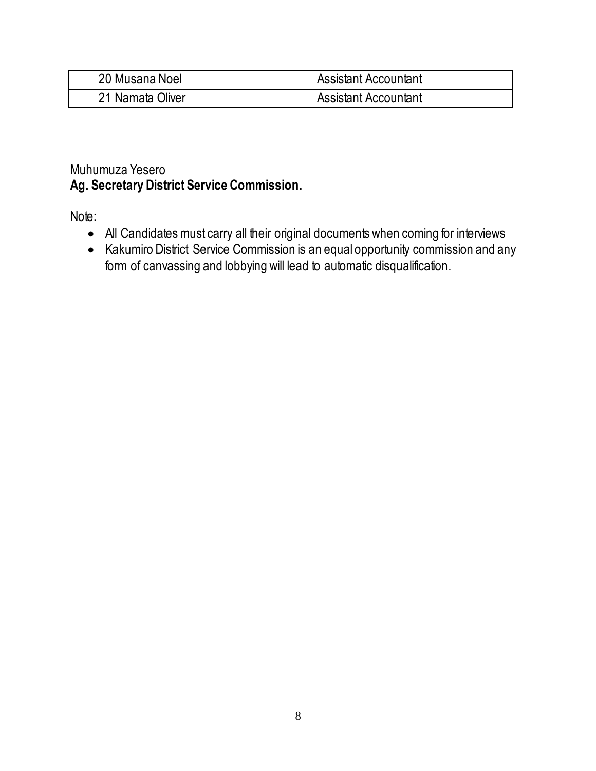| | | |
|---|---|---|
| 20 | Musana Noel | Assistant Accountant |
| 21 | Namata Oliver | Assistant Accountant |

Muhumuza Yesero
**Ag. Secretary District Service Commission.**

Note:

- All Candidates must carry all their original documents when coming for interviews
- Kakumiro District Service Commission is an equal opportunity commission and any form of canvassing and lobbying will lead to automatic disqualification.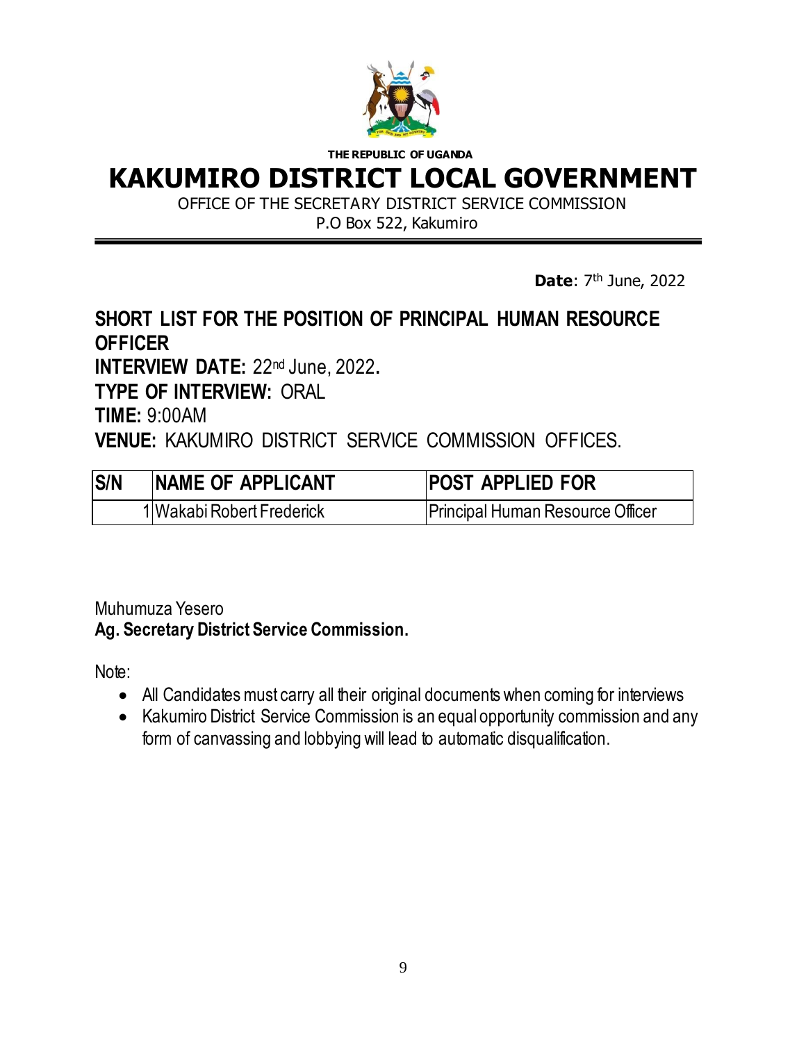THE REPUBLIC OF UGANDA

# KAKUMIRO DISTRICT LOCAL GOVERNMENT

OFFICE OF THE SECRETARY DISTRICT SERVICE COMMISSION
P.O Box 522, Kakumiro

**Date**: 7th June, 2022

## SHORT LIST FOR THE POSITION OF PRINCIPAL HUMAN RESOURCE OFFICER

**INTERVIEW DATE:** 22nd June, 2022.
**TYPE OF INTERVIEW:** ORAL
**TIME:** 9:00AM
**VENUE:** KAKUMIRO DISTRICT SERVICE COMMISSION OFFICES.

| S/N | NAME OF APPLICANT | POST APPLIED FOR |
|---|---|---|
| 1 | Wakabi Robert Frederick | Principal Human Resource Officer |

Muhumuza Yesero
**Ag. Secretary District Service Commission.**

Note:

- All Candidates must carry all their original documents when coming for interviews
- Kakumiro District Service Commission is an equal opportunity commission and any form of canvassing and lobbying will lead to automatic disqualification.